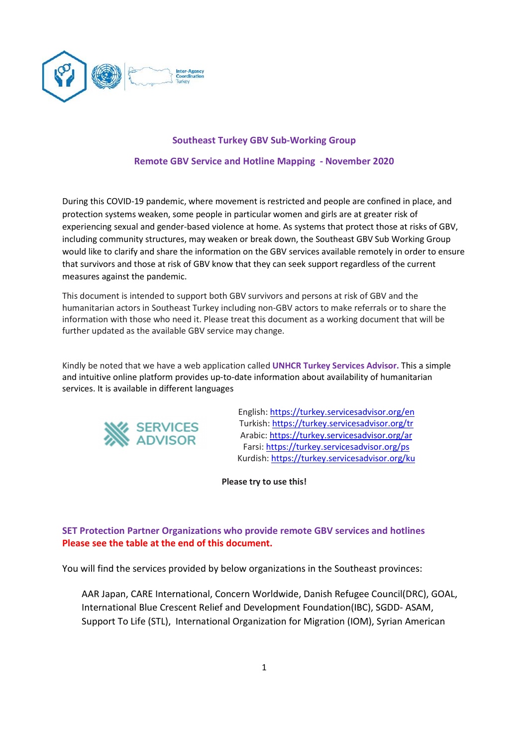## Southeast Turkey GBV Sub-Working Group

## Remote GBV Service and Hotline Mapping - November 2020

During this COVID-19 pandemic, where movement is restricted and people are confined in place, and protection systems weaken, some people in particular women and girls are at greater risk of experiencing sexual and gender-based violence at home. As systems that protect those at risks of GBV, including community structures, may weaken or break down, the Southeast GBV Sub Working Group would like to clarify and share the information on the GBV services available remotely in order to ensure that survivors and those at risk of GBV know that they can seek support regardless of the current measures against the pandemic.

This document is intended to support both GBV survivors and persons at risk of GBV and the humanitarian actors in Southeast Turkey including non-GBV actors to make referrals or to share the information with those who need it. Please treat this document as a working document that will be further updated as the available GBV service may change.

Kindly be noted that we have a web application called **UNHCR Turkey Services Advisor.** This a simple and intuitive online platform provides up-to-date information about availability of humanitarian services. It is available in different languages

SERVICES ADVISOR

English: https://turkey.servicesadvisor.org/en
Turkish: https://turkey.servicesadvisor.org/tr
Arabic: https://turkey.servicesadvisor.org/ar
Farsi: https://turkey.servicesadvisor.org/ps
Kurdish: https://turkey.servicesadvisor.org/ku

**Please try to use this!**

**SET Protection Partner Organizations who provide remote GBV services and hotlines**
**Please see the table at the end of this document.**

You will find the services provided by below organizations in the Southeast provinces:

AAR Japan, CARE International, Concern Worldwide, Danish Refugee Council(DRC), GOAL, International Blue Crescent Relief and Development Foundation(IBC), SGDD- ASAM, Support To Life (STL), International Organization for Migration (IOM), Syrian American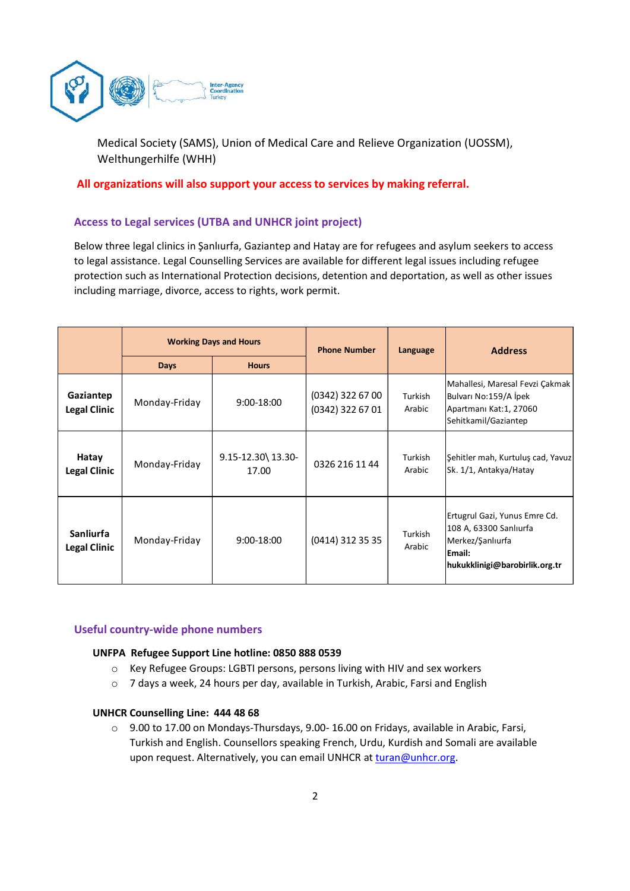Medical Society (SAMS), Union of Medical Care and Relieve Organization (UOSSM), Welthungerhilfe (WHH)

**All organizations will also support your access to services by making referral.**

### Access to Legal services (UTBA and UNHCR joint project)

Below three legal clinics in Şanlıurfa, Gaziantep and Hatay are for refugees and asylum seekers to access to legal assistance. Legal Counselling Services are available for different legal issues including refugee protection such as International Protection decisions, detention and deportation, as well as other issues including marriage, divorce, access to rights, work permit.

| | Working Days and Hours | | Phone Number | Language | Address |
|---|---|---|---|---|---|
| | Days | Hours | | | |
| **Gaziantep Legal Clinic** | Monday-Friday | 9:00-18:00 | (0342) 322 67 00<br>(0342) 322 67 01 | Turkish<br>Arabic | Mahallesi, Maresal Fevzi Çakmak Bulvarı No:159/A İpek Apartmanı Kat:1, 27060 Sehitkamil/Gaziantep |
| **Hatay Legal Clinic** | Monday-Friday | 9.15-12.30\ 13.30-17.00 | 0326 216 11 44 | Turkish<br>Arabic | Şehitler mah, Kurtuluş cad, Yavuz Sk. 1/1, Antakya/Hatay |
| **Sanliurfa Legal Clinic** | Monday-Friday | 9:00-18:00 | (0414) 312 35 35 | Turkish<br>Arabic | Ertugrul Gazi, Yunus Emre Cd. 108 A, 63300 Sanlıurfa Merkez/Şanlıurfa<br>**Email: hukukklinigi@barobirlik.org.tr** |

### Useful country-wide phone numbers

**UNFPA Refugee Support Line hotline: 0850 888 0539**

- Key Refugee Groups: LGBTI persons, persons living with HIV and sex workers
- 7 days a week, 24 hours per day, available in Turkish, Arabic, Farsi and English

**UNHCR Counselling Line: 444 48 68**

- 9.00 to 17.00 on Mondays-Thursdays, 9.00- 16.00 on Fridays, available in Arabic, Farsi, Turkish and English. Counsellors speaking French, Urdu, Kurdish and Somali are available upon request. Alternatively, you can email UNHCR at turan@unhcr.org.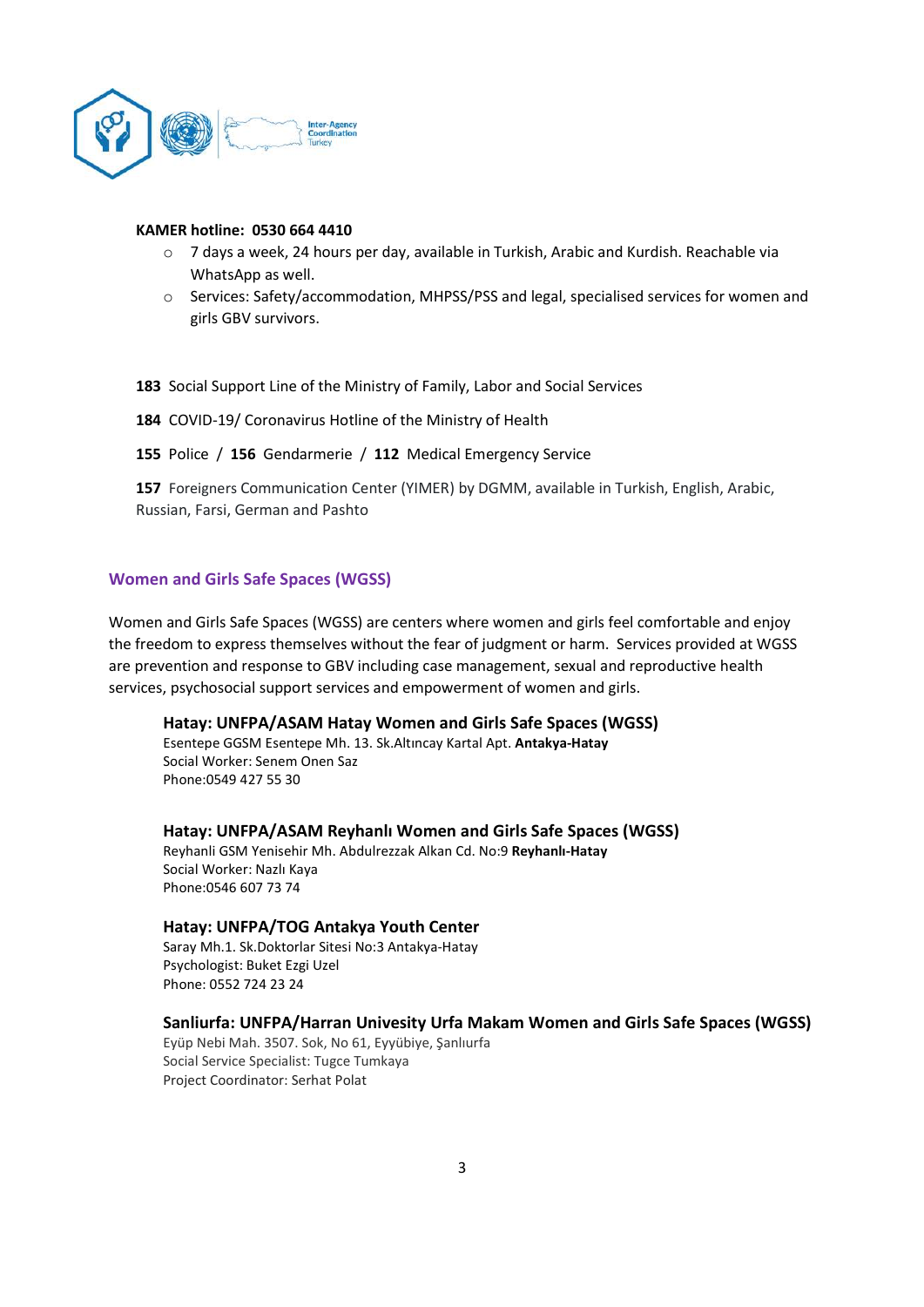**KAMER hotline: 0530 664 4410**

- 7 days a week, 24 hours per day, available in Turkish, Arabic and Kurdish. Reachable via WhatsApp as well.
- Services: Safety/accommodation, MHPSS/PSS and legal, specialised services for women and girls GBV survivors.

**183** Social Support Line of the Ministry of Family, Labor and Social Services

**184** COVID-19/ Coronavirus Hotline of the Ministry of Health

**155** Police / **156** Gendarmerie / **112** Medical Emergency Service

**157** Foreigners Communication Center (YIMER) by DGMM, available in Turkish, English, Arabic, Russian, Farsi, German and Pashto

## Women and Girls Safe Spaces (WGSS)

Women and Girls Safe Spaces (WGSS) are centers where women and girls feel comfortable and enjoy the freedom to express themselves without the fear of judgment or harm. Services provided at WGSS are prevention and response to GBV including case management, sexual and reproductive health services, psychosocial support services and empowerment of women and girls.

### Hatay: UNFPA/ASAM Hatay Women and Girls Safe Spaces (WGSS)

Esentepe GGSM Esentepe Mh. 13. Sk.Altıncay Kartal Apt. **Antakya-Hatay**
Social Worker: Senem Onen Saz
Phone:0549 427 55 30

### Hatay: UNFPA/ASAM Reyhanlı Women and Girls Safe Spaces (WGSS)

Reyhanli GSM Yenisehir Mh. Abdulrezzak Alkan Cd. No:9 **Reyhanlı-Hatay**
Social Worker: Nazlı Kaya
Phone:0546 607 73 74

### Hatay: UNFPA/TOG Antakya Youth Center

Saray Mh.1. Sk.Doktorlar Sitesi No:3 Antakya-Hatay
Psychologist: Buket Ezgi Uzel
Phone: 0552 724 23 24

### Sanliurfa: UNFPA/Harran Univesity Urfa Makam Women and Girls Safe Spaces (WGSS)

Eyüp Nebi Mah. 3507. Sok, No 61, Eyyübiye, Şanlıurfa
Social Service Specialist: Tugce Tumkaya
Project Coordinator: Serhat Polat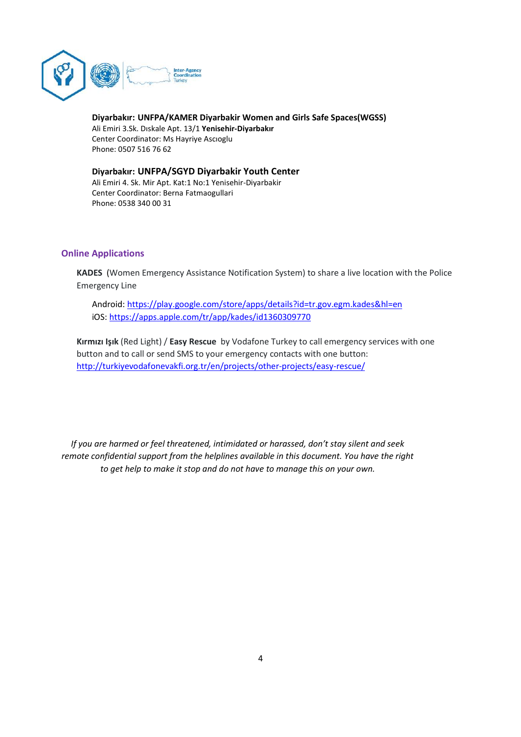**Diyarbakır: UNFPA/KAMER Diyarbakir Women and Girls Safe Spaces(WGSS)**
Ali Emiri 3.Sk. Dıskale Apt. 13/1 **Yenisehir-Diyarbakır**
Center Coordinator: Ms Hayriye Ascıoglu
Phone: 0507 516 76 62

**Diyarbakır: UNFPA/SGYD Diyarbakir Youth Center**
Ali Emiri 4. Sk. Mir Apt. Kat:1 No:1 Yenisehir-Diyarbakir
Center Coordinator: Berna Fatmaogullari
Phone: 0538 340 00 31

## Online Applications

**KADES** (Women Emergency Assistance Notification System) to share a live location with the Police Emergency Line

Android: https://play.google.com/store/apps/details?id=tr.gov.egm.kades&hl=en
iOS: https://apps.apple.com/tr/app/kades/id1360309770

**Kırmızı Işık** (Red Light) / **Easy Rescue** by Vodafone Turkey to call emergency services with one button and to call or send SMS to your emergency contacts with one button:
http://turkiyevodafonevakfi.org.tr/en/projects/other-projects/easy-rescue/

*If you are harmed or feel threatened, intimidated or harassed, don't stay silent and seek remote confidential support from the helplines available in this document. You have the right to get help to make it stop and do not have to manage this on your own.*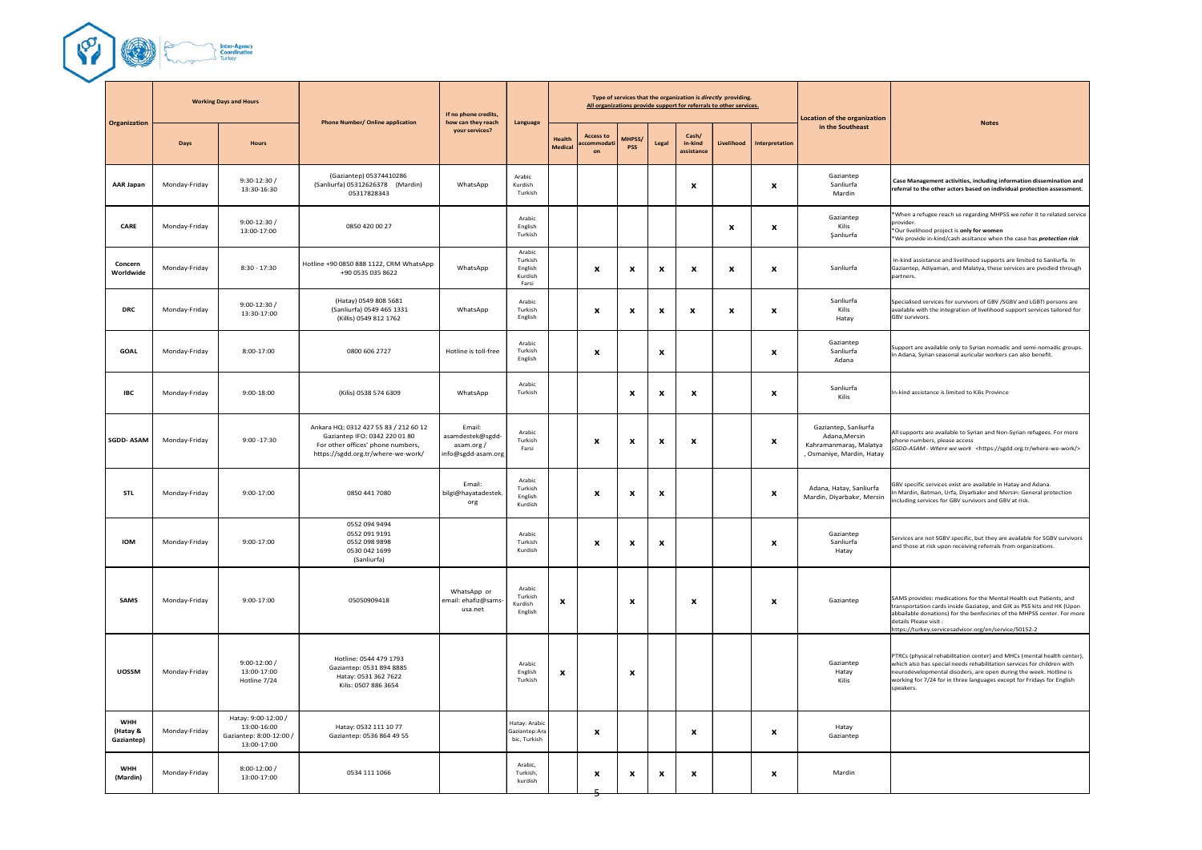| Organization | Working Days and Hours | | Phone Number/ Online application | If no phone credits, how can they reach your services? | Language | Type of services that the organization is *directly* providing. All organizations provide support for referrals to other services. | | | | | | | Location of the organization in the Southeast | Notes |
|---|---|---|---|---|---|---|---|---|---|---|---|---|---|---|
| | Days | Hours | | | | Health Medical | Access to accommodation | MHPSS/ PSS | Legal | Cash/ in-kind assistance | Livelihood | Interpretation | | |
| **AAR Japan** | Monday-Friday | 9:30-12:30 / 13:30-16:30 | (Gaziantep) 05374410286 (Sanliurfa) 05312626378 (Mardin) 05317828343 | WhatsApp | Arabic Kurdish Turkish | | | | | x | | x | Gaziantep Sanliurfa Mardin | **Case Management activities, including information dissemination and referral to the other actors based on individual protection assessment.** |
| **CARE** | Monday-Friday | 9:00-12:30 / 13:00-17:00 | 0850 420 00 27 | | Arabic English Turkish | | | | | | x | x | Gaziantep Kilis Şanliurfa | *When a refugee reach us regarding MHPSS we refer it to related service provider. *Our livelihood project is **only for women** *We provide in-kind/cash assitance when the case has ***protection risk*** |
| **Concern Worldwide** | Monday-Friday | 8:30 - 17:30 | Hotline +90 0850 888 1122, CRM WhatsApp +90 0535 035 8622 | WhatsApp | Arabic Turkish English Kurdish Farsi | | x | x | x | x | x | x | Sanliurfa | In-kind assistance and livelihood supports are limited to Sanliurfa. In Gaziantep, Adiyaman, and Malatya, these services are pvodied through partners. |
| **DRC** | Monday-Friday | 9:00-12:30 / 13:30-17:00 | (Hatay) 0549 808 5681 (Sanliurfa) 0549 465 1331 (Killis) 0549 812 1762 | WhatsApp | Arabic Turkish English | | x | x | x | x | x | x | Sanliurfa Kilis Hatay | Specialised services for survivors of GBV /SGBV and LGBTI persons are available with the integration of livelihood support services tailored for GBV survivors. |
| **GOAL** | Monday-Friday | 8:00-17:00 | 0800 606 2727 | Hotline is toll-free | Arabic Turkish English | | x | | x | | | x | Gaziantep Sanliurfa Adana | Support are available only to Syrian nomadic and semi-nomadic groups. In Adana, Syrian seasonal auricular workers can also benefit. |
| **IBC** | Monday-Friday | 9:00-18:00 | (Kilis) 0538 574 6309 | WhatsApp | Arabic Turkish | | | x | x | x | | x | Sanliurfa Kilis | In-kind assistance is limited to Kilis Province |
| **SGDD- ASAM** | Monday-Friday | 9:00 -17:30 | Ankara HQ: 0312 427 55 83 / 212 60 12 Gaziantep IFO: 0342 220 01 80 For other offices' phone numbers, https://sgdd.org.tr/where-we-work/ | Email: asamdestek@sgdd-asam.org / info@sgdd-asam.org | Arabic Turkish Farsi | | x | x | x | x | | x | Gaziantep, Sanliurfa Adana,Mersin Kahramanmaraş, Malatya , Osmaniye, Mardin, Hatay | All supports are available to Syrian and Non-Syrian refugees. For more phone numbers, please access *SGDD-ASAM - Where we work* <https://sgdd.org.tr/where-we-work/> |
| **STL** | Monday-Friday | 9:00-17:00 | 0850 441 7080 | Email: bilgi@hayatadestek.org | Arabic Turkish English Kurdish | | x | x | x | | | x | Adana, Hatay, Sanliurfa Mardin, Diyarbakır, Mersin | GBV specific services exist are available in Hatay and Adana. In Mardin, Batman, Urfa, Diyarbakır and Mersin: General protection including services for GBV survivors and GBV at risk. |
| **IOM** | Monday-Friday | 9:00-17:00 | 0552 094 9494 0552 091 9191 0552 098 9898 0530 042 1699 (Sanliurfa) | | Arabic Turkish Kurdish | | x | x | x | | | x | Gaziantep Sanliurfa Hatay | Services are not SGBV specific, but they are available for SGBV survivors and those at risk upon receiving referrals from organizations. |
| **SAMS** | Monday-Friday | 9:00-17:00 | 05050909418 | WhatsApp or email: ehafiz@sams-usa.net | Arabic Turkish Kurdish English | x | | x | | x | | x | Gaziantep | SAMS provides: medications for the Mental Health out Patients, and transportation cards inside Gaziatep, and GIK as PSS kits and HK (Upon abbailable donations) for the benfeciries of the MHPSS center. For more details Please visit : https://turkey.servicesadvisor.org/en/service/50152-2 |
| **UOSSM** | Monday-Friday | 9:00-12:00 / 13:00-17:00 Hotline 7/24 | Hotline: 0544 479 1793 Gaziantep: 0531 894 8885 Hatay: 0531 362 7622 Kilis: 0507 886 3654 | | Arabic English Turkish | x | | x | | | | | Gaziantep Hatay Kilis | PTRCs (physical rehabilitation center) and MHCs (mental health center), which also has special needs rehabilitation services for children with neurodevelopmental disoders, are open during the week. Hotline is working for 7/24 for in three languages except for Fridays for English speakers. |
| **WHH (Hatay & Gaziantep)** | Monday-Friday | Hatay: 9:00-12:00 / 13:00-16:00 Gaziantep: 8:00-12:00 / 13:00-17:00 | Hatay: 0532 111 10 77 Gaziantep: 0536 864 49 55 | | Hatay: Arabic Gaziantep:Arabic, Turkish | | x | | | x | | x | Hatay Gaziantep | |
| **WHH (Mardin)** | Monday-Friday | 8:00-12:00 / 13:00-17:00 | 0534 111 1066 | | Arabic, Turkish, kurdish | | x | x | x | x | | x | Mardin | |